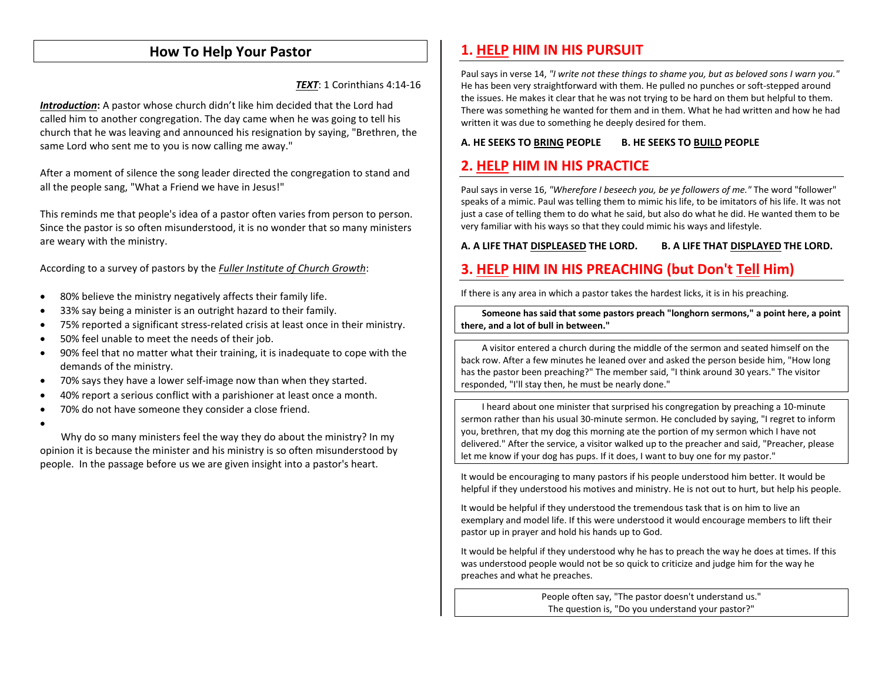# How To Help Your Pastor

***TEXT***: 1 Corinthians 4:14-16

***Introduction*:** A pastor whose church didn't like him decided that the Lord had called him to another congregation. The day came when he was going to tell his church that he was leaving and announced his resignation by saying, "Brethren, the same Lord who sent me to you is now calling me away."

After a moment of silence the song leader directed the congregation to stand and all the people sang, "What a Friend we have in Jesus!"

This reminds me that people's idea of a pastor often varies from person to person. Since the pastor is so often misunderstood, it is no wonder that so many ministers are weary with the ministry.

According to a survey of pastors by the *Fuller Institute of Church Growth*:

- 80% believe the ministry negatively affects their family life.
- 33% say being a minister is an outright hazard to their family.
- 75% reported a significant stress-related crisis at least once in their ministry.
- 50% feel unable to meet the needs of their job.
- 90% feel that no matter what their training, it is inadequate to cope with the demands of the ministry.
- 70% says they have a lower self-image now than when they started.
- 40% report a serious conflict with a parishioner at least once a month.
- 70% do not have someone they consider a close friend.

Why do so many ministers feel the way they do about the ministry? In my opinion it is because the minister and his ministry is so often misunderstood by people. In the passage before us we are given insight into a pastor's heart.

## 1. HELP HIM IN HIS PURSUIT

Paul says in verse 14, *"I write not these things to shame you, but as beloved sons I warn you."* He has been very straightforward with them. He pulled no punches or soft-stepped around the issues. He makes it clear that he was not trying to be hard on them but helpful to them. There was something he wanted for them and in them. What he had written and how he had written it was due to something he deeply desired for them.

**A. HE SEEKS TO BRING PEOPLE**

**B. HE SEEKS TO BUILD PEOPLE**

## 2. HELP HIM IN HIS PRACTICE

Paul says in verse 16, *"Wherefore I beseech you, be ye followers of me."* The word "follower" speaks of a mimic. Paul was telling them to mimic his life, to be imitators of his life. It was not just a case of telling them to do what he said, but also do what he did. He wanted them to be very familiar with his ways so that they could mimic his ways and lifestyle.

**A. A LIFE THAT DISPLEASED THE LORD.**

**B. A LIFE THAT DISPLAYED THE LORD.**

## 3. HELP HIM IN HIS PREACHING (but Don't Tell Him)

If there is any area in which a pastor takes the hardest licks, it is in his preaching.

**Someone has said that some pastors preach "longhorn sermons," a point here, a point there, and a lot of bull in between."**

A visitor entered a church during the middle of the sermon and seated himself on the back row. After a few minutes he leaned over and asked the person beside him, "How long has the pastor been preaching?" The member said, "I think around 30 years." The visitor responded, "I'll stay then, he must be nearly done."

I heard about one minister that surprised his congregation by preaching a 10-minute sermon rather than his usual 30-minute sermon. He concluded by saying, "I regret to inform you, brethren, that my dog this morning ate the portion of my sermon which I have not delivered." After the service, a visitor walked up to the preacher and said, "Preacher, please let me know if your dog has pups. If it does, I want to buy one for my pastor."

It would be encouraging to many pastors if his people understood him better. It would be helpful if they understood his motives and ministry. He is not out to hurt, but help his people.

It would be helpful if they understood the tremendous task that is on him to live an exemplary and model life. If this were understood it would encourage members to lift their pastor up in prayer and hold his hands up to God.

It would be helpful if they understood why he has to preach the way he does at times. If this was understood people would not be so quick to criticize and judge him for the way he preaches and what he preaches.

People often say, "The pastor doesn't understand us."
The question is, "Do you understand your pastor?"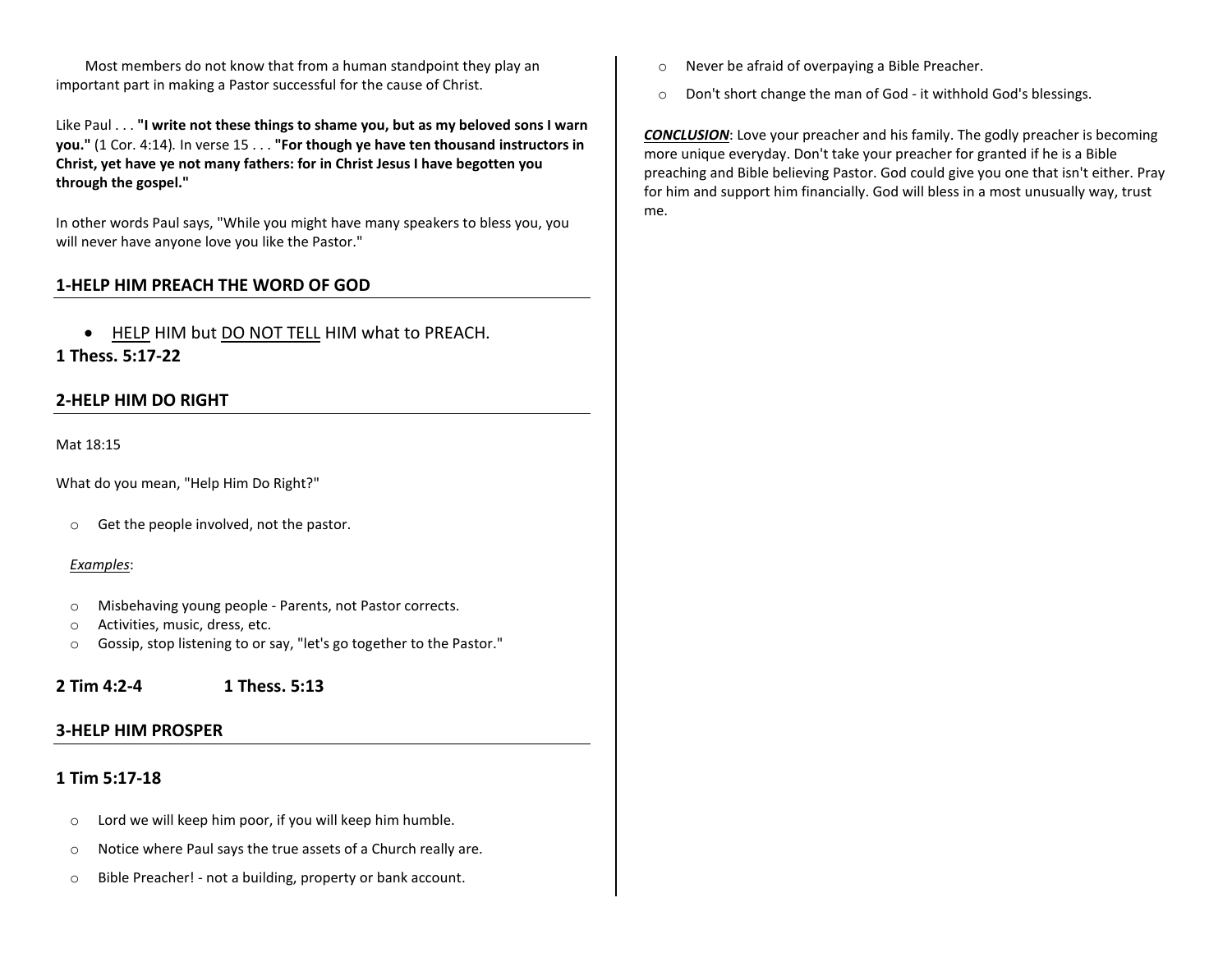Most members do not know that from a human standpoint they play an important part in making a Pastor successful for the cause of Christ.

Like Paul . . . **"I write not these things to shame you, but as my beloved sons I warn you."** (1 Cor. 4:14). In verse 15 . . . **"For though ye have ten thousand instructors in Christ, yet have ye not many fathers: for in Christ Jesus I have begotten you through the gospel."**

In other words Paul says, "While you might have many speakers to bless you, you will never have anyone love you like the Pastor."

## 1-HELP HIM PREACH THE WORD OF GOD

- <u>HELP</u> HIM but <u>DO NOT TELL</u> HIM what to PREACH.

**1 Thess. 5:17-22**

## 2-HELP HIM DO RIGHT

Mat 18:15

What do you mean, "Help Him Do Right?"

- Get the people involved, not the pastor.

*Examples*:

- Misbehaving young people - Parents, not Pastor corrects.
- Activities, music, dress, etc.
- Gossip, stop listening to or say, "let's go together to the Pastor."

**2 Tim 4:2-4 1 Thess. 5:13**

## 3-HELP HIM PROSPER

**1 Tim 5:17-18**

- Lord we will keep him poor, if you will keep him humble.
- Notice where Paul says the true assets of a Church really are.
- Bible Preacher! - not a building, property or bank account.
- Never be afraid of overpaying a Bible Preacher.
- Don't short change the man of God - it withhold God's blessings.

***<u>CONCLUSION</u>***: Love your preacher and his family. The godly preacher is becoming more unique everyday. Don't take your preacher for granted if he is a Bible preaching and Bible believing Pastor. God could give you one that isn't either. Pray for him and support him financially. God will bless in a most unusually way, trust me.